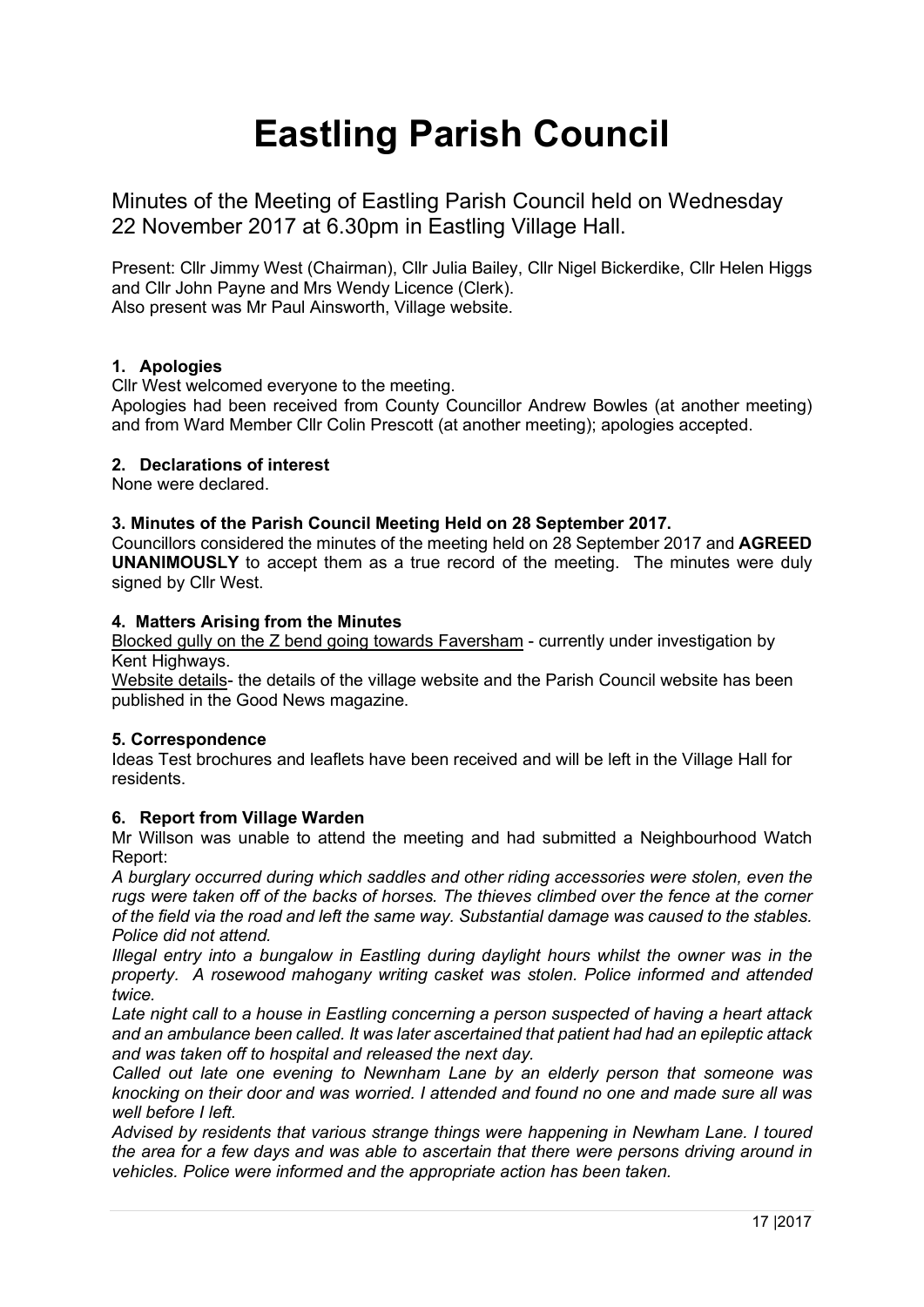# Eastling Parish Council

Minutes of the Meeting of Eastling Parish Council held on Wednesday 22 November 2017 at 6.30pm in Eastling Village Hall.

Present: Cllr Jimmy West (Chairman), Cllr Julia Bailey, Cllr Nigel Bickerdike, Cllr Helen Higgs and Cllr John Payne and Mrs Wendy Licence (Clerk).
Also present was Mr Paul Ainsworth, Village website.

### 1. Apologies

Cllr West welcomed everyone to the meeting.
Apologies had been received from County Councillor Andrew Bowles (at another meeting) and from Ward Member Cllr Colin Prescott (at another meeting); apologies accepted.

### 2. Declarations of interest

None were declared.

### 3. Minutes of the Parish Council Meeting Held on 28 September 2017.

Councillors considered the minutes of the meeting held on 28 September 2017 and **AGREED UNANIMOUSLY** to accept them as a true record of the meeting. The minutes were duly signed by Cllr West.

### 4. Matters Arising from the Minutes

<u>Blocked gully on the Z bend going towards Faversham</u> - currently under investigation by Kent Highways.
<u>Website details</u>- the details of the village website and the Parish Council website has been published in the Good News magazine.

### 5. Correspondence

Ideas Test brochures and leaflets have been received and will be left in the Village Hall for residents.

### 6. Report from Village Warden

Mr Willson was unable to attend the meeting and had submitted a Neighbourhood Watch Report:

*A burglary occurred during which saddles and other riding accessories were stolen, even the rugs were taken off of the backs of horses. The thieves climbed over the fence at the corner of the field via the road and left the same way. Substantial damage was caused to the stables. Police did not attend.*

*Illegal entry into a bungalow in Eastling during daylight hours whilst the owner was in the property. A rosewood mahogany writing casket was stolen. Police informed and attended twice.*

*Late night call to a house in Eastling concerning a person suspected of having a heart attack and an ambulance been called. It was later ascertained that patient had had an epileptic attack and was taken off to hospital and released the next day.*

*Called out late one evening to Newnham Lane by an elderly person that someone was knocking on their door and was worried. I attended and found no one and made sure all was well before I left.*

*Advised by residents that various strange things were happening in Newham Lane. I toured the area for a few days and was able to ascertain that there were persons driving around in vehicles. Police were informed and the appropriate action has been taken.*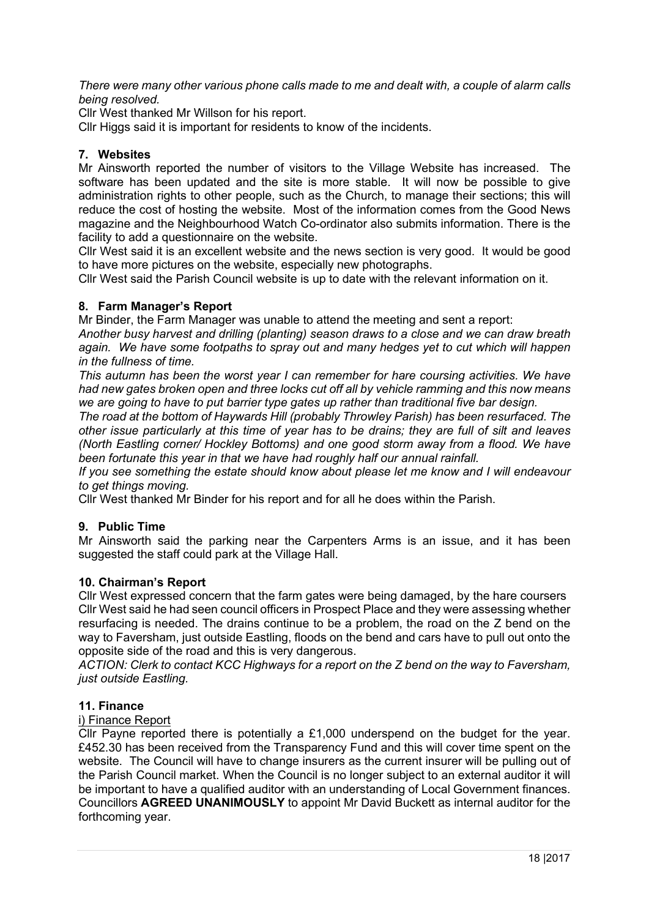*There were many other various phone calls made to me and dealt with, a couple of alarm calls being resolved.*

Cllr West thanked Mr Willson for his report.

Cllr Higgs said it is important for residents to know of the incidents.

### 7. Websites

Mr Ainsworth reported the number of visitors to the Village Website has increased. The software has been updated and the site is more stable. It will now be possible to give administration rights to other people, such as the Church, to manage their sections; this will reduce the cost of hosting the website. Most of the information comes from the Good News magazine and the Neighbourhood Watch Co-ordinator also submits information. There is the facility to add a questionnaire on the website.

Cllr West said it is an excellent website and the news section is very good. It would be good to have more pictures on the website, especially new photographs.

Cllr West said the Parish Council website is up to date with the relevant information on it.

### 8. Farm Manager's Report

Mr Binder, the Farm Manager was unable to attend the meeting and sent a report:

*Another busy harvest and drilling (planting) season draws to a close and we can draw breath again. We have some footpaths to spray out and many hedges yet to cut which will happen in the fullness of time.*

*This autumn has been the worst year I can remember for hare coursing activities. We have had new gates broken open and three locks cut off all by vehicle ramming and this now means we are going to have to put barrier type gates up rather than traditional five bar design.*

*The road at the bottom of Haywards Hill (probably Throwley Parish) has been resurfaced. The other issue particularly at this time of year has to be drains; they are full of silt and leaves (North Eastling corner/ Hockley Bottoms) and one good storm away from a flood. We have been fortunate this year in that we have had roughly half our annual rainfall.*

*If you see something the estate should know about please let me know and I will endeavour to get things moving.*

Cllr West thanked Mr Binder for his report and for all he does within the Parish.

### 9. Public Time

Mr Ainsworth said the parking near the Carpenters Arms is an issue, and it has been suggested the staff could park at the Village Hall.

### 10. Chairman's Report

Cllr West expressed concern that the farm gates were being damaged, by the hare coursers

Cllr West said he had seen council officers in Prospect Place and they were assessing whether resurfacing is needed. The drains continue to be a problem, the road on the Z bend on the way to Faversham, just outside Eastling, floods on the bend and cars have to pull out onto the opposite side of the road and this is very dangerous.

*ACTION: Clerk to contact KCC Highways for a report on the Z bend on the way to Faversham, just outside Eastling.*

### 11. Finance

i) Finance Report

Cllr Payne reported there is potentially a £1,000 underspend on the budget for the year. £452.30 has been received from the Transparency Fund and this will cover time spent on the website. The Council will have to change insurers as the current insurer will be pulling out of the Parish Council market. When the Council is no longer subject to an external auditor it will be important to have a qualified auditor with an understanding of Local Government finances. Councillors **AGREED UNANIMOUSLY** to appoint Mr David Buckett as internal auditor for the forthcoming year.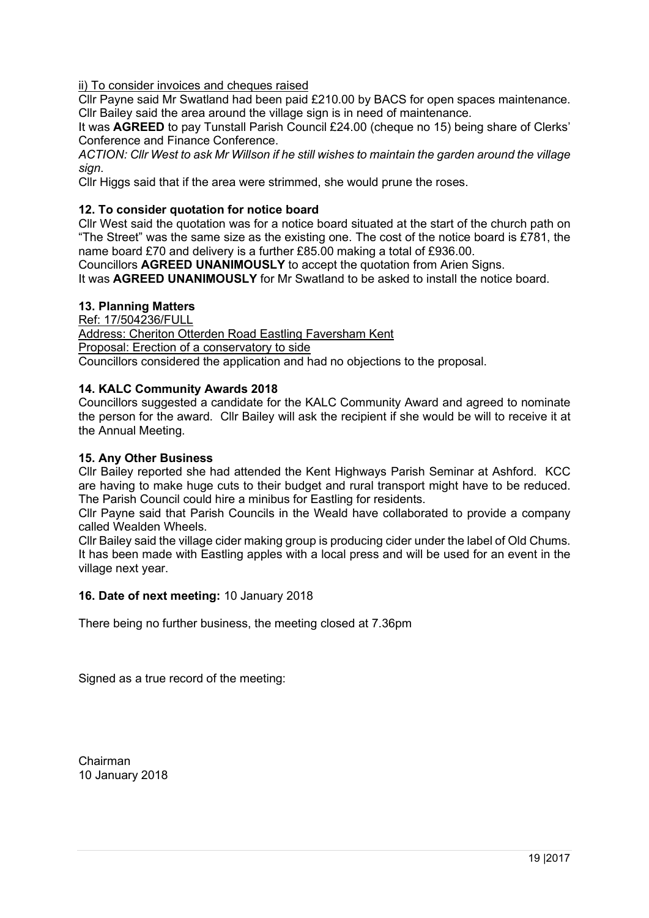ii) To consider invoices and cheques raised

Cllr Payne said Mr Swatland had been paid £210.00 by BACS for open spaces maintenance. Cllr Bailey said the area around the village sign is in need of maintenance.

It was **AGREED** to pay Tunstall Parish Council £24.00 (cheque no 15) being share of Clerks' Conference and Finance Conference.

*ACTION: Cllr West to ask Mr Willson if he still wishes to maintain the garden around the village sign.*

Cllr Higgs said that if the area were strimmed, she would prune the roses.

### 12. To consider quotation for notice board

Cllr West said the quotation was for a notice board situated at the start of the church path on "The Street" was the same size as the existing one. The cost of the notice board is £781, the name board £70 and delivery is a further £85.00 making a total of £936.00.

Councillors **AGREED UNANIMOUSLY** to accept the quotation from Arien Signs.

It was **AGREED UNANIMOUSLY** for Mr Swatland to be asked to install the notice board.

### 13. Planning Matters

Ref: 17/504236/FULL

Address: Cheriton Otterden Road Eastling Faversham Kent

Proposal: Erection of a conservatory to side

Councillors considered the application and had no objections to the proposal.

### 14. KALC Community Awards 2018

Councillors suggested a candidate for the KALC Community Award and agreed to nominate the person for the award. Cllr Bailey will ask the recipient if she would be will to receive it at the Annual Meeting.

### 15. Any Other Business

Cllr Bailey reported she had attended the Kent Highways Parish Seminar at Ashford. KCC are having to make huge cuts to their budget and rural transport might have to be reduced. The Parish Council could hire a minibus for Eastling for residents.

Cllr Payne said that Parish Councils in the Weald have collaborated to provide a company called Wealden Wheels.

Cllr Bailey said the village cider making group is producing cider under the label of Old Chums. It has been made with Eastling apples with a local press and will be used for an event in the village next year.

### 16. Date of next meeting: 10 January 2018

There being no further business, the meeting closed at 7.36pm

Signed as a true record of the meeting:

Chairman
10 January 2018